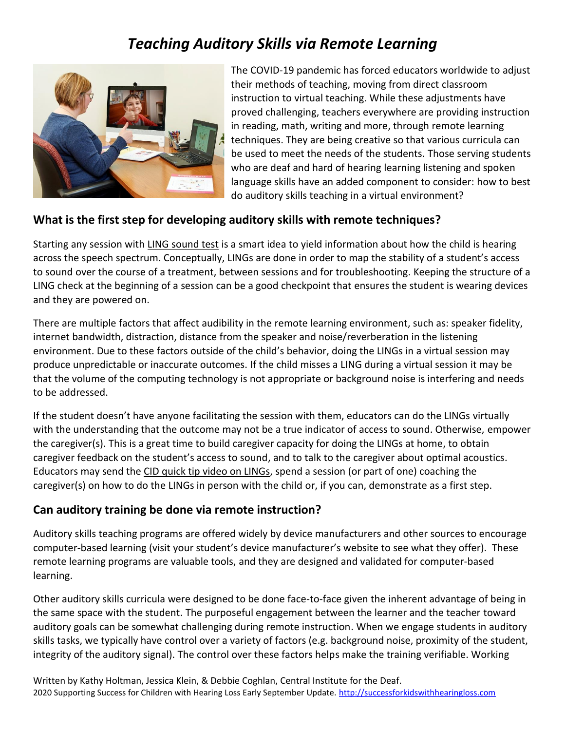# *Teaching Auditory Skills via Remote Learning*

The COVID-19 pandemic has forced educators worldwide to adjust their methods of teaching, moving from direct classroom instruction to virtual teaching. While these adjustments have proved challenging, teachers everywhere are providing instruction in reading, math, writing and more, through remote learning techniques. They are being creative so that various curricula can be used to meet the needs of the students. Those serving students who are deaf and hard of hearing learning listening and spoken language skills have an added component to consider: how to best do auditory skills teaching in a virtual environment?

## What is the first step for developing auditory skills with remote techniques?

Starting any session with LING sound test is a smart idea to yield information about how the child is hearing across the speech spectrum. Conceptually, LINGs are done in order to map the stability of a student's access to sound over the course of a treatment, between sessions and for troubleshooting. Keeping the structure of a LING check at the beginning of a session can be a good checkpoint that ensures the student is wearing devices and they are powered on.

There are multiple factors that affect audibility in the remote learning environment, such as: speaker fidelity, internet bandwidth, distraction, distance from the speaker and noise/reverberation in the listening environment. Due to these factors outside of the child's behavior, doing the LINGs in a virtual session may produce unpredictable or inaccurate outcomes. If the child misses a LING during a virtual session it may be that the volume of the computing technology is not appropriate or background noise is interfering and needs to be addressed.

If the student doesn't have anyone facilitating the session with them, educators can do the LINGs virtually with the understanding that the outcome may not be a true indicator of access to sound. Otherwise, empower the caregiver(s). This is a great time to build caregiver capacity for doing the LINGs at home, to obtain caregiver feedback on the student's access to sound, and to talk to the caregiver about optimal acoustics. Educators may send the CID quick tip video on LINGs, spend a session (or part of one) coaching the caregiver(s) on how to do the LINGs in person with the child or, if you can, demonstrate as a first step.

## Can auditory training be done via remote instruction?

Auditory skills teaching programs are offered widely by device manufacturers and other sources to encourage computer-based learning (visit your student's device manufacturer's website to see what they offer). These remote learning programs are valuable tools, and they are designed and validated for computer-based learning.

Other auditory skills curricula were designed to be done face-to-face given the inherent advantage of being in the same space with the student. The purposeful engagement between the learner and the teacher toward auditory goals can be somewhat challenging during remote instruction. When we engage students in auditory skills tasks, we typically have control over a variety of factors (e.g. background noise, proximity of the student, integrity of the auditory signal). The control over these factors helps make the training verifiable. Working

Written by Kathy Holtman, Jessica Klein, & Debbie Coghlan, Central Institute for the Deaf.
2020 Supporting Success for Children with Hearing Loss Early September Update. http://successforkidswithhearingloss.com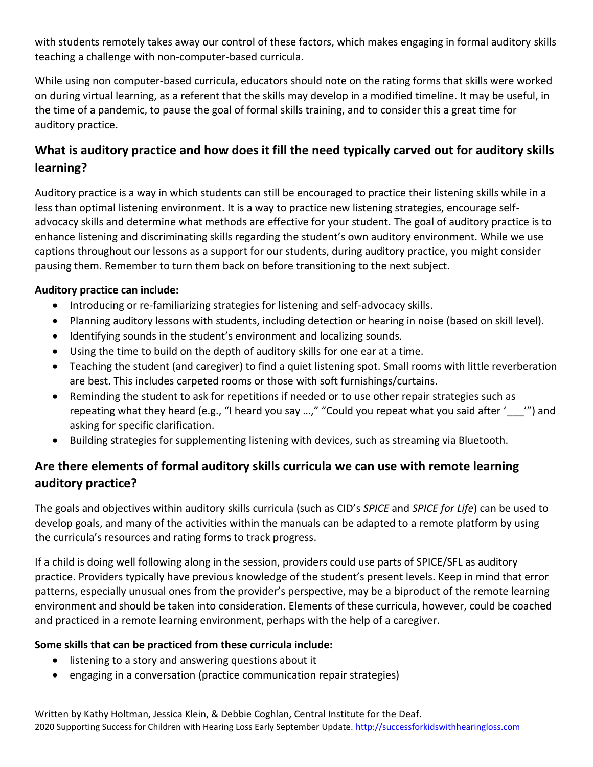with students remotely takes away our control of these factors, which makes engaging in formal auditory skills teaching a challenge with non-computer-based curricula.

While using non computer-based curricula, educators should note on the rating forms that skills were worked on during virtual learning, as a referent that the skills may develop in a modified timeline. It may be useful, in the time of a pandemic, to pause the goal of formal skills training, and to consider this a great time for auditory practice.

## What is auditory practice and how does it fill the need typically carved out for auditory skills learning?

Auditory practice is a way in which students can still be encouraged to practice their listening skills while in a less than optimal listening environment. It is a way to practice new listening strategies, encourage self-advocacy skills and determine what methods are effective for your student. The goal of auditory practice is to enhance listening and discriminating skills regarding the student's own auditory environment. While we use captions throughout our lessons as a support for our students, during auditory practice, you might consider pausing them. Remember to turn them back on before transitioning to the next subject.

**Auditory practice can include:**

- Introducing or re-familiarizing strategies for listening and self-advocacy skills.
- Planning auditory lessons with students, including detection or hearing in noise (based on skill level).
- Identifying sounds in the student's environment and localizing sounds.
- Using the time to build on the depth of auditory skills for one ear at a time.
- Teaching the student (and caregiver) to find a quiet listening spot. Small rooms with little reverberation are best. This includes carpeted rooms or those with soft furnishings/curtains.
- Reminding the student to ask for repetitions if needed or to use other repair strategies such as repeating what they heard (e.g., "I heard you say …," "Could you repeat what you said after '___'") and asking for specific clarification.
- Building strategies for supplementing listening with devices, such as streaming via Bluetooth.

## Are there elements of formal auditory skills curricula we can use with remote learning auditory practice?

The goals and objectives within auditory skills curricula (such as CID's *SPICE* and *SPICE for Life*) can be used to develop goals, and many of the activities within the manuals can be adapted to a remote platform by using the curricula's resources and rating forms to track progress.

If a child is doing well following along in the session, providers could use parts of SPICE/SFL as auditory practice. Providers typically have previous knowledge of the student's present levels. Keep in mind that error patterns, especially unusual ones from the provider's perspective, may be a biproduct of the remote learning environment and should be taken into consideration. Elements of these curricula, however, could be coached and practiced in a remote learning environment, perhaps with the help of a caregiver.

**Some skills that can be practiced from these curricula include:**

- listening to a story and answering questions about it
- engaging in a conversation (practice communication repair strategies)

Written by Kathy Holtman, Jessica Klein, & Debbie Coghlan, Central Institute for the Deaf.
2020 Supporting Success for Children with Hearing Loss Early September Update. http://successforkidswithhearingloss.com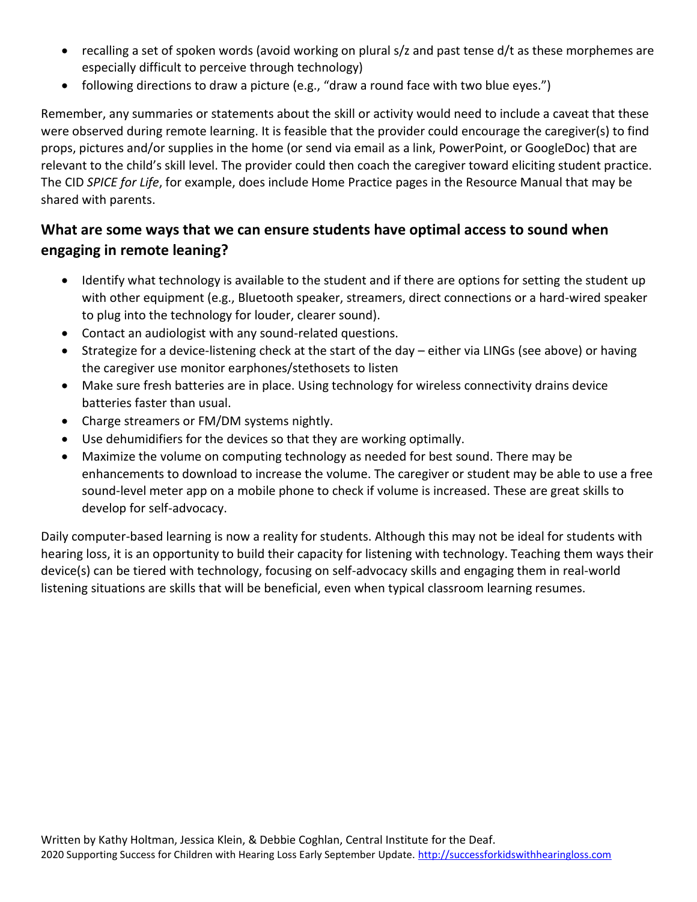- recalling a set of spoken words (avoid working on plural s/z and past tense d/t as these morphemes are especially difficult to perceive through technology)
- following directions to draw a picture (e.g., "draw a round face with two blue eyes.")

Remember, any summaries or statements about the skill or activity would need to include a caveat that these were observed during remote learning. It is feasible that the provider could encourage the caregiver(s) to find props, pictures and/or supplies in the home (or send via email as a link, PowerPoint, or GoogleDoc) that are relevant to the child's skill level. The provider could then coach the caregiver toward eliciting student practice. The CID *SPICE for Life*, for example, does include Home Practice pages in the Resource Manual that may be shared with parents.

## What are some ways that we can ensure students have optimal access to sound when engaging in remote leaning?

- Identify what technology is available to the student and if there are options for setting the student up with other equipment (e.g., Bluetooth speaker, streamers, direct connections or a hard-wired speaker to plug into the technology for louder, clearer sound).
- Contact an audiologist with any sound-related questions.
- Strategize for a device-listening check at the start of the day – either via LINGs (see above) or having the caregiver use monitor earphones/stethosets to listen
- Make sure fresh batteries are in place. Using technology for wireless connectivity drains device batteries faster than usual.
- Charge streamers or FM/DM systems nightly.
- Use dehumidifiers for the devices so that they are working optimally.
- Maximize the volume on computing technology as needed for best sound. There may be enhancements to download to increase the volume. The caregiver or student may be able to use a free sound-level meter app on a mobile phone to check if volume is increased. These are great skills to develop for self-advocacy.

Daily computer-based learning is now a reality for students. Although this may not be ideal for students with hearing loss, it is an opportunity to build their capacity for listening with technology. Teaching them ways their device(s) can be tiered with technology, focusing on self-advocacy skills and engaging them in real-world listening situations are skills that will be beneficial, even when typical classroom learning resumes.

Written by Kathy Holtman, Jessica Klein, & Debbie Coghlan, Central Institute for the Deaf.
2020 Supporting Success for Children with Hearing Loss Early September Update. http://successforkidswithhearingloss.com